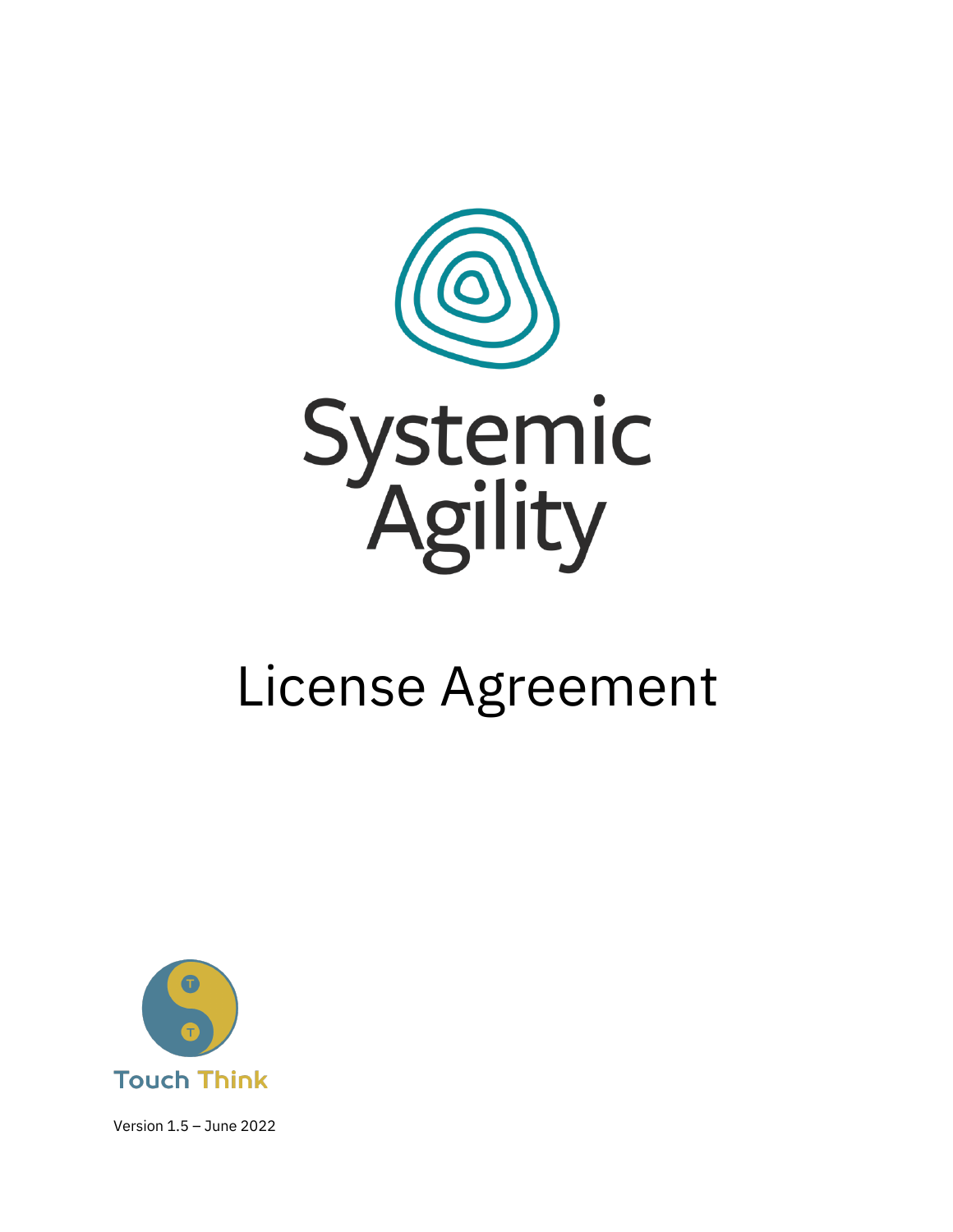# Systemic Agility

# License Agreement

Touch Think

Version 1.5 – June 2022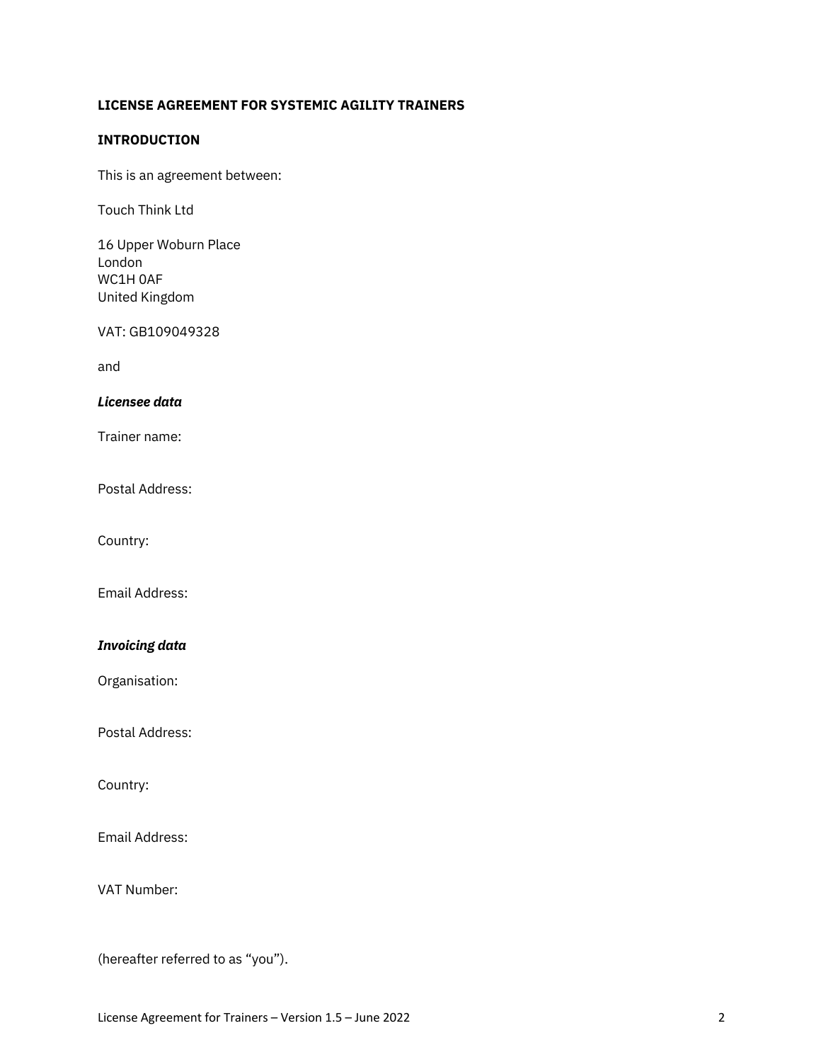**LICENSE AGREEMENT FOR SYSTEMIC AGILITY TRAINERS**

**INTRODUCTION**

This is an agreement between:

Touch Think Ltd

16 Upper Woburn Place
London
WC1H 0AF
United Kingdom

VAT: GB109049328

and

***Licensee data***

Trainer name:

Postal Address:

Country:

Email Address:

***Invoicing data***

Organisation:

Postal Address:

Country:

Email Address:

VAT Number:

(hereafter referred to as "you").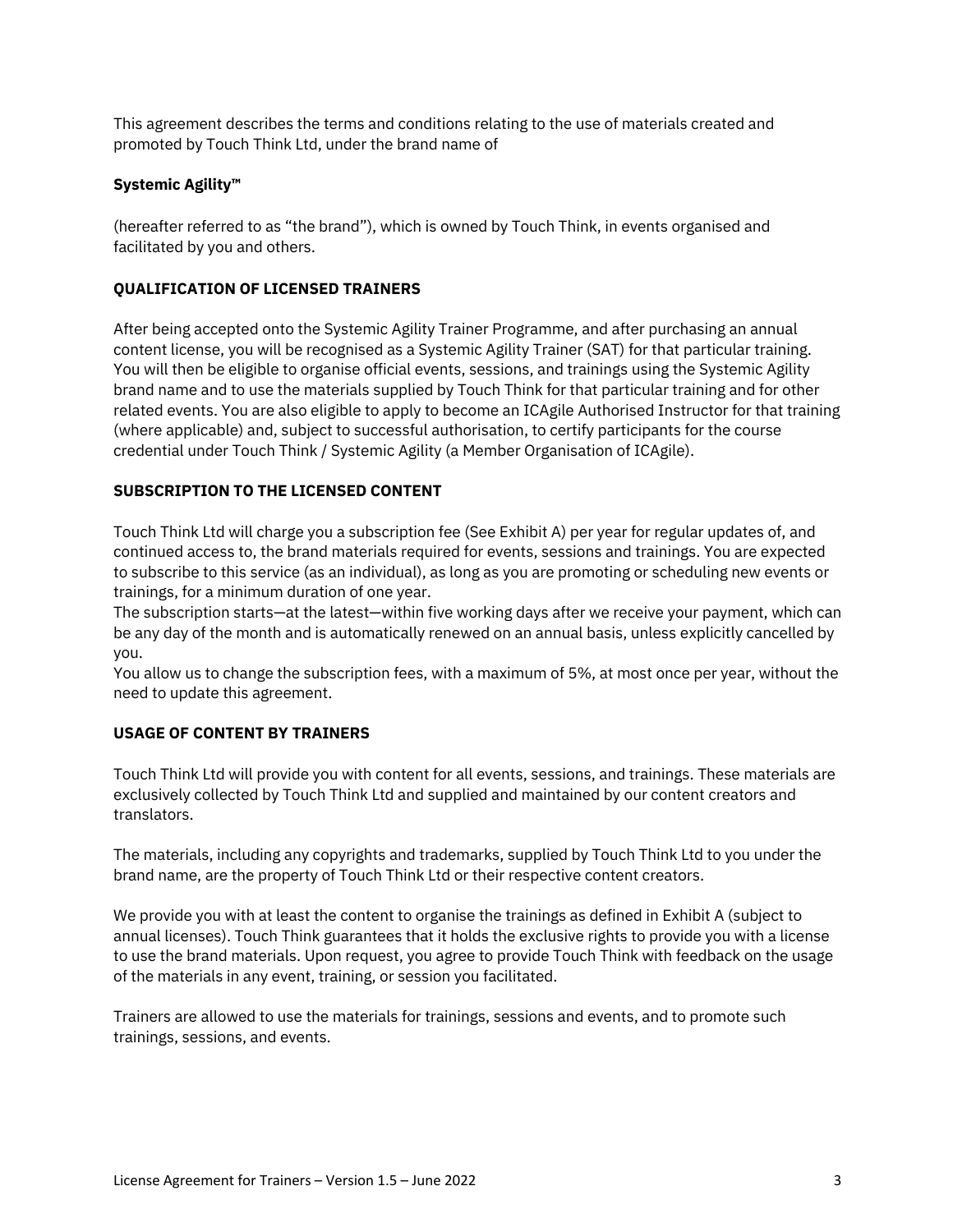This agreement describes the terms and conditions relating to the use of materials created and promoted by Touch Think Ltd, under the brand name of

**Systemic Agility™**

(hereafter referred to as "the brand"), which is owned by Touch Think, in events organised and facilitated by you and others.

## QUALIFICATION OF LICENSED TRAINERS

After being accepted onto the Systemic Agility Trainer Programme, and after purchasing an annual content license, you will be recognised as a Systemic Agility Trainer (SAT) for that particular training. You will then be eligible to organise official events, sessions, and trainings using the Systemic Agility brand name and to use the materials supplied by Touch Think for that particular training and for other related events. You are also eligible to apply to become an ICAgile Authorised Instructor for that training (where applicable) and, subject to successful authorisation, to certify participants for the course credential under Touch Think / Systemic Agility (a Member Organisation of ICAgile).

## SUBSCRIPTION TO THE LICENSED CONTENT

Touch Think Ltd will charge you a subscription fee (See Exhibit A) per year for regular updates of, and continued access to, the brand materials required for events, sessions and trainings. You are expected to subscribe to this service (as an individual), as long as you are promoting or scheduling new events or trainings, for a minimum duration of one year.
The subscription starts—at the latest—within five working days after we receive your payment, which can be any day of the month and is automatically renewed on an annual basis, unless explicitly cancelled by you.
You allow us to change the subscription fees, with a maximum of 5%, at most once per year, without the need to update this agreement.

## USAGE OF CONTENT BY TRAINERS

Touch Think Ltd will provide you with content for all events, sessions, and trainings. These materials are exclusively collected by Touch Think Ltd and supplied and maintained by our content creators and translators.

The materials, including any copyrights and trademarks, supplied by Touch Think Ltd to you under the brand name, are the property of Touch Think Ltd or their respective content creators.

We provide you with at least the content to organise the trainings as defined in Exhibit A (subject to annual licenses). Touch Think guarantees that it holds the exclusive rights to provide you with a license to use the brand materials. Upon request, you agree to provide Touch Think with feedback on the usage of the materials in any event, training, or session you facilitated.

Trainers are allowed to use the materials for trainings, sessions and events, and to promote such trainings, sessions, and events.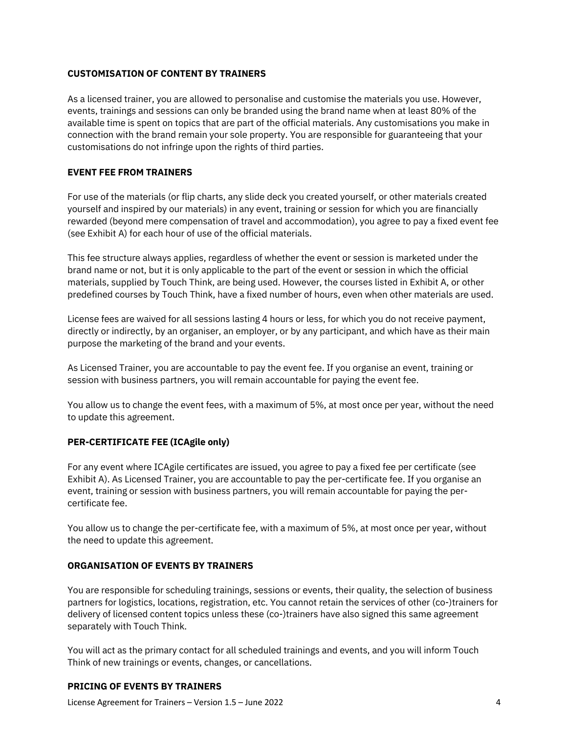## CUSTOMISATION OF CONTENT BY TRAINERS

As a licensed trainer, you are allowed to personalise and customise the materials you use. However, events, trainings and sessions can only be branded using the brand name when at least 80% of the available time is spent on topics that are part of the official materials. Any customisations you make in connection with the brand remain your sole property. You are responsible for guaranteeing that your customisations do not infringe upon the rights of third parties.

## EVENT FEE FROM TRAINERS

For use of the materials (or flip charts, any slide deck you created yourself, or other materials created yourself and inspired by our materials) in any event, training or session for which you are financially rewarded (beyond mere compensation of travel and accommodation), you agree to pay a fixed event fee (see Exhibit A) for each hour of use of the official materials.

This fee structure always applies, regardless of whether the event or session is marketed under the brand name or not, but it is only applicable to the part of the event or session in which the official materials, supplied by Touch Think, are being used. However, the courses listed in Exhibit A, or other predefined courses by Touch Think, have a fixed number of hours, even when other materials are used.

License fees are waived for all sessions lasting 4 hours or less, for which you do not receive payment, directly or indirectly, by an organiser, an employer, or by any participant, and which have as their main purpose the marketing of the brand and your events.

As Licensed Trainer, you are accountable to pay the event fee. If you organise an event, training or session with business partners, you will remain accountable for paying the event fee.

You allow us to change the event fees, with a maximum of 5%, at most once per year, without the need to update this agreement.

## PER-CERTIFICATE FEE (ICAgile only)

For any event where ICAgile certificates are issued, you agree to pay a fixed fee per certificate (see Exhibit A). As Licensed Trainer, you are accountable to pay the per-certificate fee. If you organise an event, training or session with business partners, you will remain accountable for paying the per-certificate fee.

You allow us to change the per-certificate fee, with a maximum of 5%, at most once per year, without the need to update this agreement.

## ORGANISATION OF EVENTS BY TRAINERS

You are responsible for scheduling trainings, sessions or events, their quality, the selection of business partners for logistics, locations, registration, etc. You cannot retain the services of other (co-)trainers for delivery of licensed content topics unless these (co-)trainers have also signed this same agreement separately with Touch Think.

You will act as the primary contact for all scheduled trainings and events, and you will inform Touch Think of new trainings or events, changes, or cancellations.

## PRICING OF EVENTS BY TRAINERS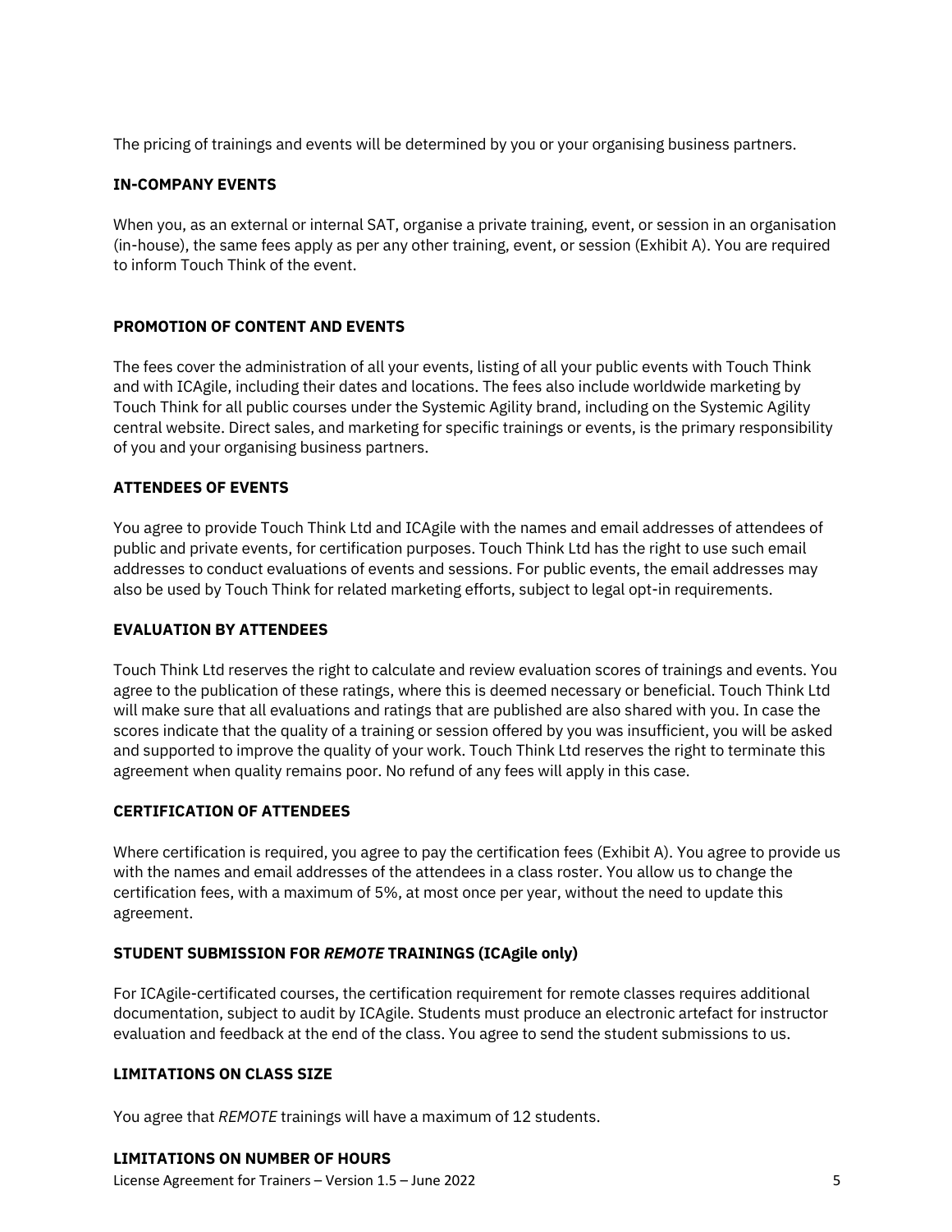The pricing of trainings and events will be determined by you or your organising business partners.

**IN-COMPANY EVENTS**

When you, as an external or internal SAT, organise a private training, event, or session in an organisation (in-house), the same fees apply as per any other training, event, or session (Exhibit A). You are required to inform Touch Think of the event.

**PROMOTION OF CONTENT AND EVENTS**

The fees cover the administration of all your events, listing of all your public events with Touch Think and with ICAgile, including their dates and locations. The fees also include worldwide marketing by Touch Think for all public courses under the Systemic Agility brand, including on the Systemic Agility central website. Direct sales, and marketing for specific trainings or events, is the primary responsibility of you and your organising business partners.

**ATTENDEES OF EVENTS**

You agree to provide Touch Think Ltd and ICAgile with the names and email addresses of attendees of public and private events, for certification purposes. Touch Think Ltd has the right to use such email addresses to conduct evaluations of events and sessions. For public events, the email addresses may also be used by Touch Think for related marketing efforts, subject to legal opt-in requirements.

**EVALUATION BY ATTENDEES**

Touch Think Ltd reserves the right to calculate and review evaluation scores of trainings and events. You agree to the publication of these ratings, where this is deemed necessary or beneficial. Touch Think Ltd will make sure that all evaluations and ratings that are published are also shared with you. In case the scores indicate that the quality of a training or session offered by you was insufficient, you will be asked and supported to improve the quality of your work. Touch Think Ltd reserves the right to terminate this agreement when quality remains poor. No refund of any fees will apply in this case.

**CERTIFICATION OF ATTENDEES**

Where certification is required, you agree to pay the certification fees (Exhibit A). You agree to provide us with the names and email addresses of the attendees in a class roster. You allow us to change the certification fees, with a maximum of 5%, at most once per year, without the need to update this agreement.

**STUDENT SUBMISSION FOR *REMOTE* TRAININGS (ICAgile only)**

For ICAgile-certificated courses, the certification requirement for remote classes requires additional documentation, subject to audit by ICAgile. Students must produce an electronic artefact for instructor evaluation and feedback at the end of the class. You agree to send the student submissions to us.

**LIMITATIONS ON CLASS SIZE**

You agree that *REMOTE* trainings will have a maximum of 12 students.

**LIMITATIONS ON NUMBER OF HOURS**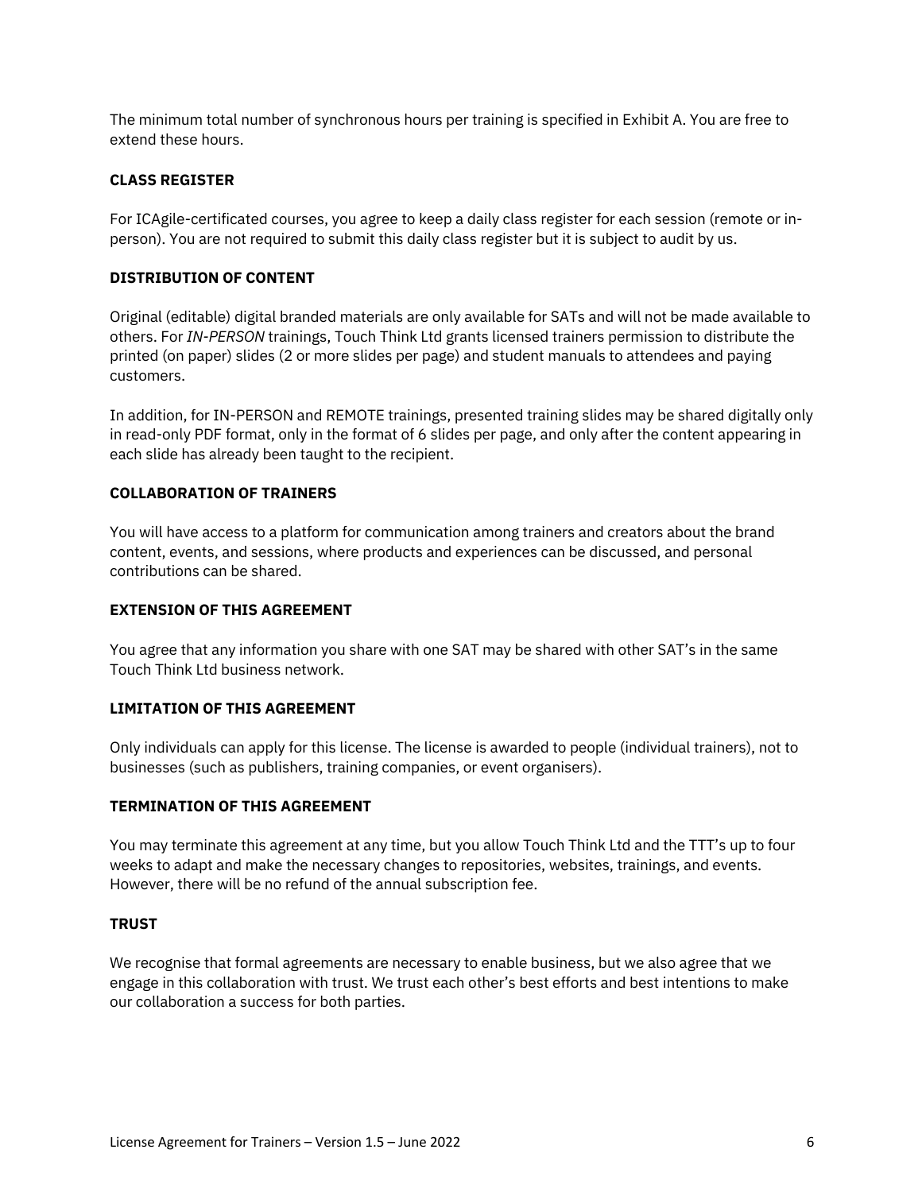The minimum total number of synchronous hours per training is specified in Exhibit A. You are free to extend these hours.

**CLASS REGISTER**

For ICAgile-certificated courses, you agree to keep a daily class register for each session (remote or in-person). You are not required to submit this daily class register but it is subject to audit by us.

**DISTRIBUTION OF CONTENT**

Original (editable) digital branded materials are only available for SATs and will not be made available to others. For *IN-PERSON* trainings, Touch Think Ltd grants licensed trainers permission to distribute the printed (on paper) slides (2 or more slides per page) and student manuals to attendees and paying customers.

In addition, for IN-PERSON and REMOTE trainings, presented training slides may be shared digitally only in read-only PDF format, only in the format of 6 slides per page, and only after the content appearing in each slide has already been taught to the recipient.

**COLLABORATION OF TRAINERS**

You will have access to a platform for communication among trainers and creators about the brand content, events, and sessions, where products and experiences can be discussed, and personal contributions can be shared.

**EXTENSION OF THIS AGREEMENT**

You agree that any information you share with one SAT may be shared with other SAT's in the same Touch Think Ltd business network.

**LIMITATION OF THIS AGREEMENT**

Only individuals can apply for this license. The license is awarded to people (individual trainers), not to businesses (such as publishers, training companies, or event organisers).

**TERMINATION OF THIS AGREEMENT**

You may terminate this agreement at any time, but you allow Touch Think Ltd and the TTT's up to four weeks to adapt and make the necessary changes to repositories, websites, trainings, and events. However, there will be no refund of the annual subscription fee.

**TRUST**

We recognise that formal agreements are necessary to enable business, but we also agree that we engage in this collaboration with trust. We trust each other's best efforts and best intentions to make our collaboration a success for both parties.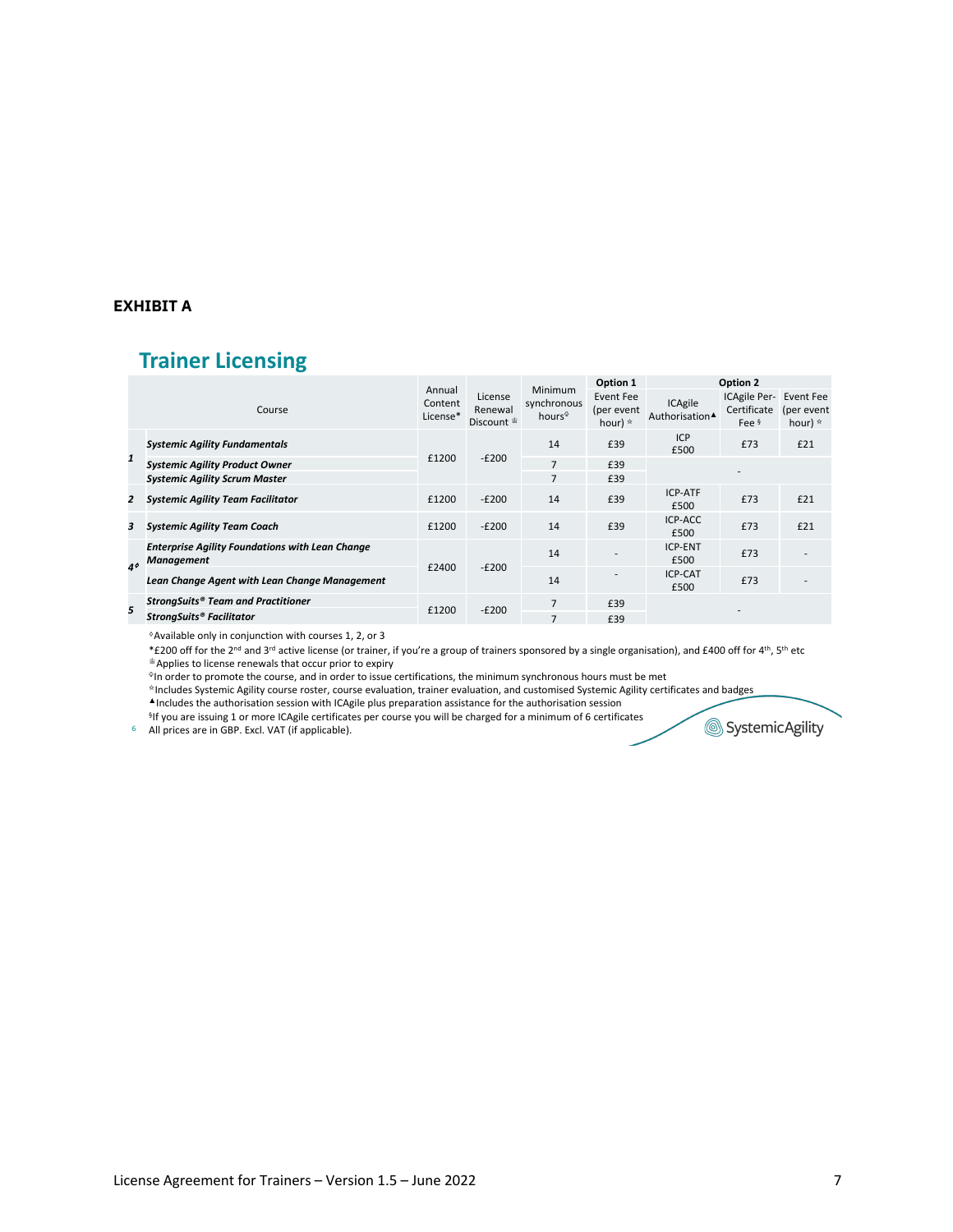**EXHIBIT A**

## Trainer Licensing

| | Course | Annual Content License* | License Renewal Discount ♕ | Minimum synchronous hours♢ | Option 1 | Option 2 | | |
|---|---|---|---|---|---|---|---|---|
| | | | | | Event Fee (per event hour) ☆ | ICAgile Authorisation▲ | ICAgile Per-Certificate Fee § | Event Fee (per event hour) ☆ |
| 1 | ***Systemic Agility Fundamentals*** | £1200 | -£200 | 14 | £39 | ICP £500 | £73 | £21 |
| | ***Systemic Agility Product Owner*** | | | 7 | £39 | - | | |
| | ***Systemic Agility Scrum Master*** | | | 7 | £39 | | | |
| 2 | ***Systemic Agility Team Facilitator*** | £1200 | -£200 | 14 | £39 | ICP-ATF £500 | £73 | £21 |
| 3 | ***Systemic Agility Team Coach*** | £1200 | -£200 | 14 | £39 | ICP-ACC £500 | £73 | £21 |
| 4◊ | ***Enterprise Agility Foundations with Lean Change Management*** | £2400 | -£200 | 14 | - | ICP-ENT £500 | £73 | - |
| | ***Lean Change Agent with Lean Change Management*** | | | 14 | - | ICP-CAT £500 | £73 | - |
| 5 | ***StrongSuits® Team and Practitioner*** | £1200 | -£200 | 7 | £39 | - | | |
| | ***StrongSuits® Facilitator*** | | | 7 | £39 | | | |

◊Available only in conjunction with courses 1, 2, or 3

*£200 off for the 2nd and 3rd active license (or trainer, if you're a group of trainers sponsored by a single organisation), and £400 off for 4th, 5th etc

♕Applies to license renewals that occur prior to expiry

♢In order to promote the course, and in order to issue certifications, the minimum synchronous hours must be met

☆Includes Systemic Agility course roster, course evaluation, trainer evaluation, and customised Systemic Agility certificates and badges

▲Includes the authorisation session with ICAgile plus preparation assistance for the authorisation session

§If you are issuing 1 or more ICAgile certificates per course you will be charged for a minimum of 6 certificates

All prices are in GBP. Excl. VAT (if applicable).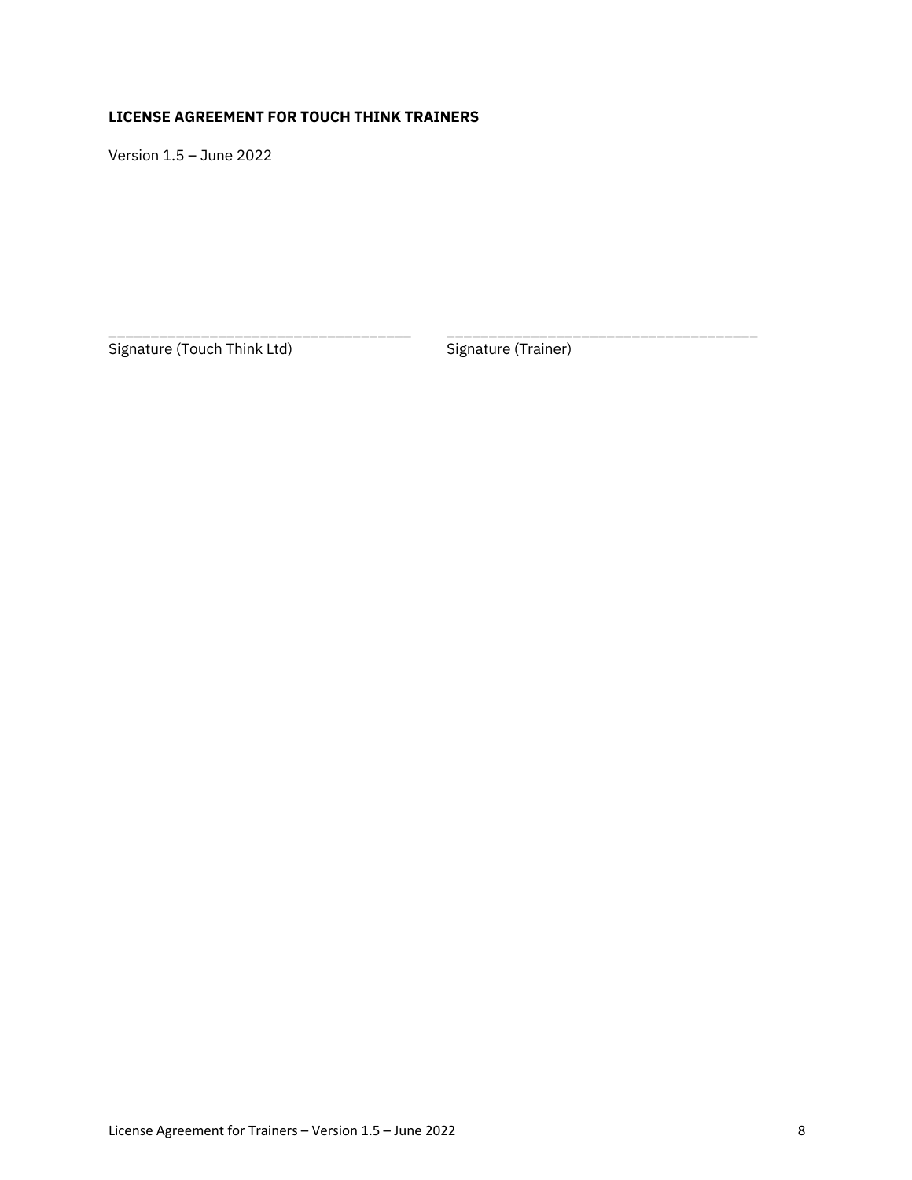**LICENSE AGREEMENT FOR TOUCH THINK TRAINERS**

Version 1.5 – June 2022

| | |
|---|---|
| ___________________________________ | ___________________________________ |
| Signature (Touch Think Ltd) | Signature (Trainer) |